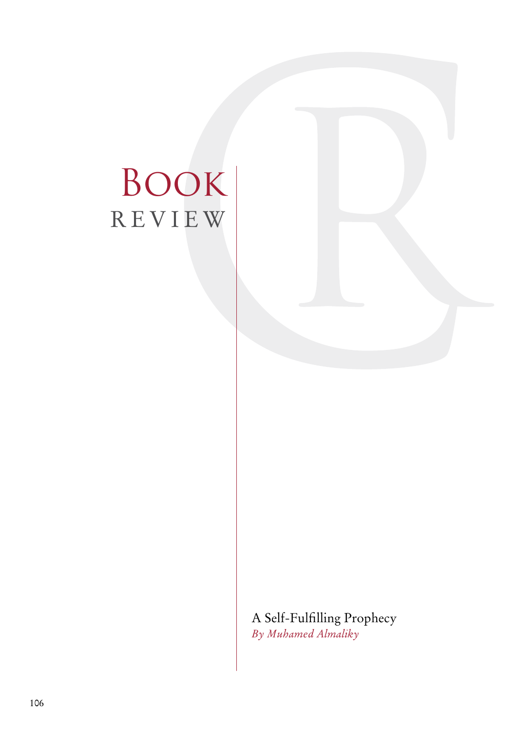# Book Review

## A Self-Fulfilling Prophecy

*By Muhamed Almaliky*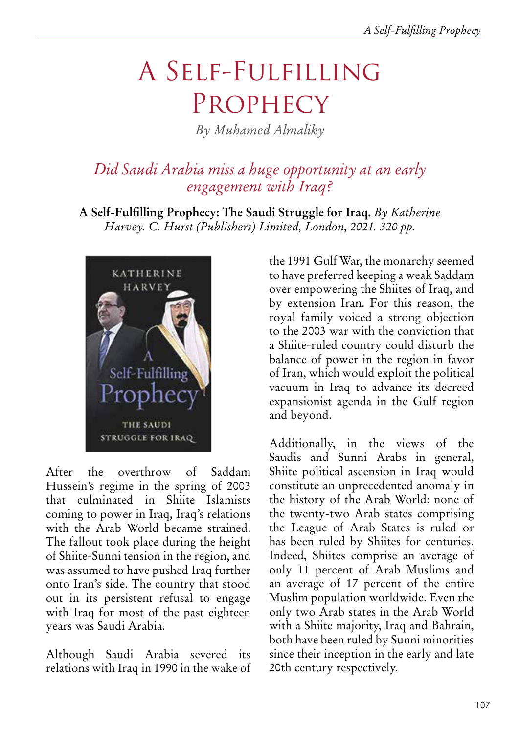# A Self-Fulfilling Prophecy

*By Muhamed Almaliky*

## *Did Saudi Arabia miss a huge opportunity at an early engagement with Iraq?*

**A Self-Fulfilling Prophecy: The Saudi Struggle for Iraq.** *By Katherine Harvey. C. Hurst (Publishers) Limited, London, 2021. 320 pp.*

After the overthrow of Saddam Hussein's regime in the spring of 2003 that culminated in Shiite Islamists coming to power in Iraq, Iraq's relations with the Arab World became strained. The fallout took place during the height of Shiite-Sunni tension in the region, and was assumed to have pushed Iraq further onto Iran's side. The country that stood out in its persistent refusal to engage with Iraq for most of the past eighteen years was Saudi Arabia.

Although Saudi Arabia severed its relations with Iraq in 1990 in the wake of the 1991 Gulf War, the monarchy seemed to have preferred keeping a weak Saddam over empowering the Shiites of Iraq, and by extension Iran. For this reason, the royal family voiced a strong objection to the 2003 war with the conviction that a Shiite-ruled country could disturb the balance of power in the region in favor of Iran, which would exploit the political vacuum in Iraq to advance its decreed expansionist agenda in the Gulf region and beyond.

Additionally, in the views of the Saudis and Sunni Arabs in general, Shiite political ascension in Iraq would constitute an unprecedented anomaly in the history of the Arab World: none of the twenty-two Arab states comprising the League of Arab States is ruled or has been ruled by Shiites for centuries. Indeed, Shiites comprise an average of only 11 percent of Arab Muslims and an average of 17 percent of the entire Muslim population worldwide. Even the only two Arab states in the Arab World with a Shiite majority, Iraq and Bahrain, both have been ruled by Sunni minorities since their inception in the early and late 20th century respectively.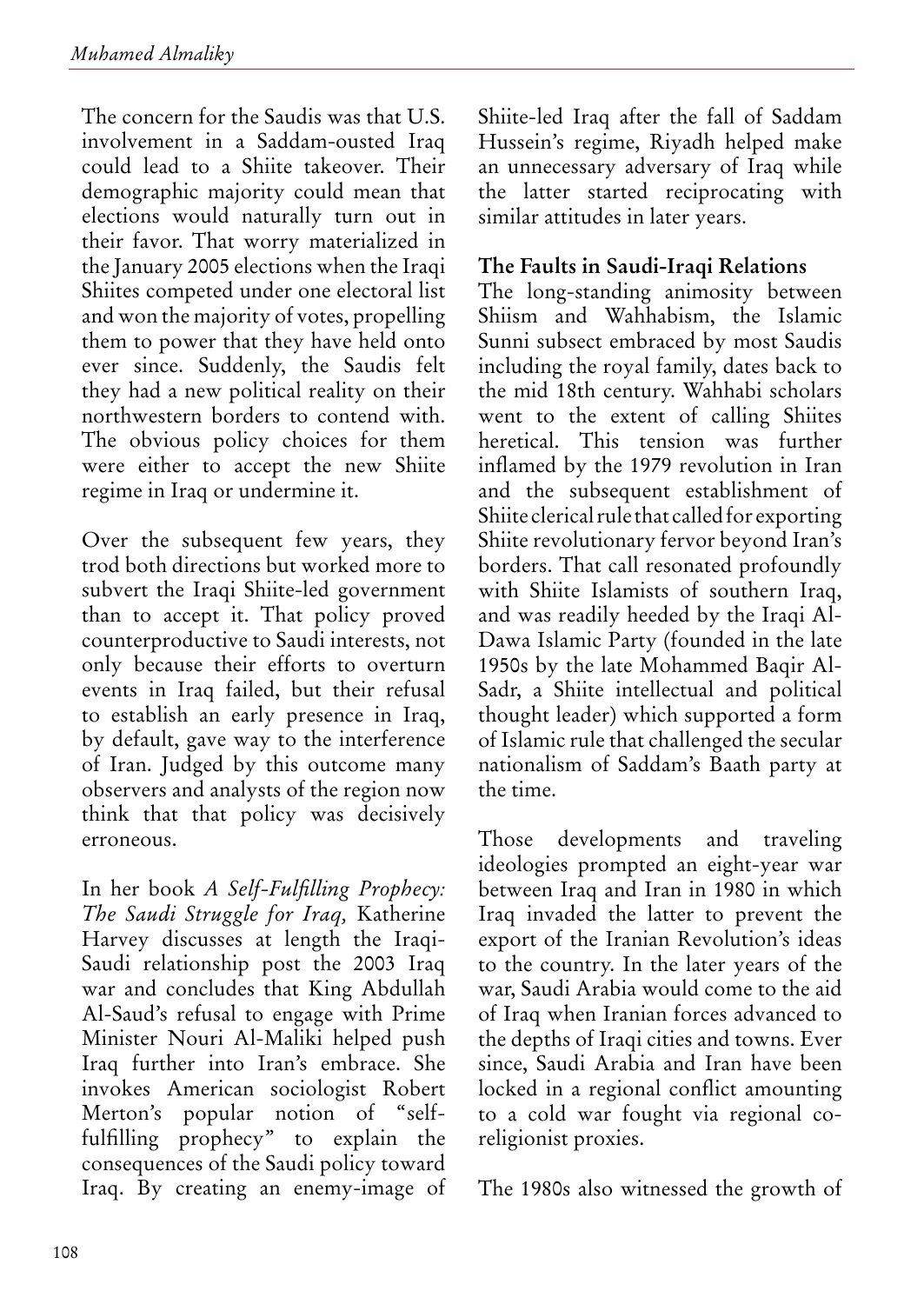The concern for the Saudis was that U.S. involvement in a Saddam-ousted Iraq could lead to a Shiite takeover. Their demographic majority could mean that elections would naturally turn out in their favor. That worry materialized in the January 2005 elections when the Iraqi Shiites competed under one electoral list and won the majority of votes, propelling them to power that they have held onto ever since. Suddenly, the Saudis felt they had a new political reality on their northwestern borders to contend with. The obvious policy choices for them were either to accept the new Shiite regime in Iraq or undermine it.

Over the subsequent few years, they trod both directions but worked more to subvert the Iraqi Shiite-led government than to accept it. That policy proved counterproductive to Saudi interests, not only because their efforts to overturn events in Iraq failed, but their refusal to establish an early presence in Iraq, by default, gave way to the interference of Iran. Judged by this outcome many observers and analysts of the region now think that that policy was decisively erroneous.

In her book *A Self-Fulfilling Prophecy: The Saudi Struggle for Iraq,* Katherine Harvey discusses at length the Iraqi-Saudi relationship post the 2003 Iraq war and concludes that King Abdullah Al-Saud's refusal to engage with Prime Minister Nouri Al-Maliki helped push Iraq further into Iran's embrace. She invokes American sociologist Robert Merton's popular notion of "self-fulfilling prophecy" to explain the consequences of the Saudi policy toward Iraq. By creating an enemy-image of Shiite-led Iraq after the fall of Saddam Hussein's regime, Riyadh helped make an unnecessary adversary of Iraq while the latter started reciprocating with similar attitudes in later years.

### The Faults in Saudi-Iraqi Relations

The long-standing animosity between Shiism and Wahhabism, the Islamic Sunni subsect embraced by most Saudis including the royal family, dates back to the mid 18th century. Wahhabi scholars went to the extent of calling Shiites heretical. This tension was further inflamed by the 1979 revolution in Iran and the subsequent establishment of Shiite clerical rule that called for exporting Shiite revolutionary fervor beyond Iran's borders. That call resonated profoundly with Shiite Islamists of southern Iraq, and was readily heeded by the Iraqi Al-Dawa Islamic Party (founded in the late 1950s by the late Mohammed Baqir Al-Sadr, a Shiite intellectual and political thought leader) which supported a form of Islamic rule that challenged the secular nationalism of Saddam's Baath party at the time.

Those developments and traveling ideologies prompted an eight-year war between Iraq and Iran in 1980 in which Iraq invaded the latter to prevent the export of the Iranian Revolution's ideas to the country. In the later years of the war, Saudi Arabia would come to the aid of Iraq when Iranian forces advanced to the depths of Iraqi cities and towns. Ever since, Saudi Arabia and Iran have been locked in a regional conflict amounting to a cold war fought via regional co-religionist proxies.

The 1980s also witnessed the growth of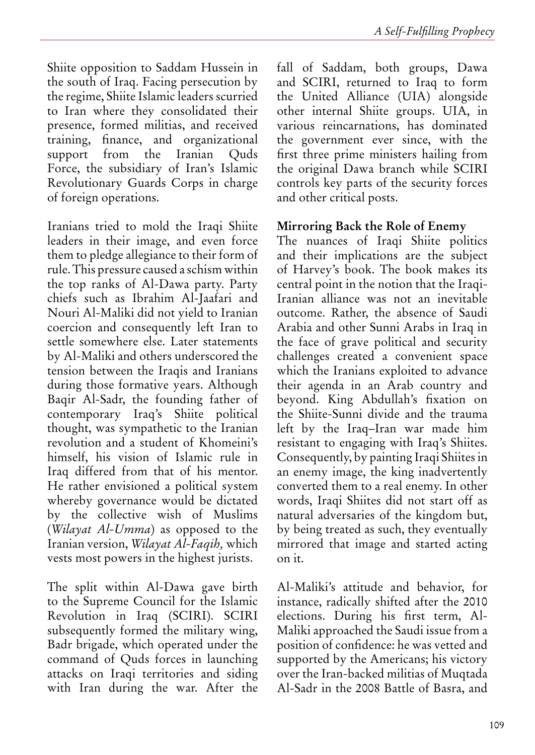Shiite opposition to Saddam Hussein in the south of Iraq. Facing persecution by the regime, Shiite Islamic leaders scurried to Iran where they consolidated their presence, formed militias, and received training, finance, and organizational support from the Iranian Quds Force, the subsidiary of Iran's Islamic Revolutionary Guards Corps in charge of foreign operations.

Iranians tried to mold the Iraqi Shiite leaders in their image, and even force them to pledge allegiance to their form of rule. This pressure caused a schism within the top ranks of Al-Dawa party. Party chiefs such as Ibrahim Al-Jaafari and Nouri Al-Maliki did not yield to Iranian coercion and consequently left Iran to settle somewhere else. Later statements by Al-Maliki and others underscored the tension between the Iraqis and Iranians during those formative years. Although Baqir Al-Sadr, the founding father of contemporary Iraq's Shiite political thought, was sympathetic to the Iranian revolution and a student of Khomeini's himself, his vision of Islamic rule in Iraq differed from that of his mentor. He rather envisioned a political system whereby governance would be dictated by the collective wish of Muslims (*Wilayat Al-Umma*) as opposed to the Iranian version, *Wilayat Al-Faqih,* which vests most powers in the highest jurists.

The split within Al-Dawa gave birth to the Supreme Council for the Islamic Revolution in Iraq (SCIRI). SCIRI subsequently formed the military wing, Badr brigade, which operated under the command of Quds forces in launching attacks on Iraqi territories and siding with Iran during the war. After the fall of Saddam, both groups, Dawa and SCIRI, returned to Iraq to form the United Alliance (UIA) alongside other internal Shiite groups. UIA, in various reincarnations, has dominated the government ever since, with the first three prime ministers hailing from the original Dawa branch while SCIRI controls key parts of the security forces and other critical posts.

**Mirroring Back the Role of Enemy**

The nuances of Iraqi Shiite politics and their implications are the subject of Harvey's book. The book makes its central point in the notion that the Iraqi-Iranian alliance was not an inevitable outcome. Rather, the absence of Saudi Arabia and other Sunni Arabs in Iraq in the face of grave political and security challenges created a convenient space which the Iranians exploited to advance their agenda in an Arab country and beyond. King Abdullah's fixation on the Shiite-Sunni divide and the trauma left by the Iraq–Iran war made him resistant to engaging with Iraq's Shiites. Consequently, by painting Iraqi Shiites in an enemy image, the king inadvertently converted them to a real enemy. In other words, Iraqi Shiites did not start off as natural adversaries of the kingdom but, by being treated as such, they eventually mirrored that image and started acting on it.

Al-Maliki's attitude and behavior, for instance, radically shifted after the 2010 elections. During his first term, Al-Maliki approached the Saudi issue from a position of confidence: he was vetted and supported by the Americans; his victory over the Iran-backed militias of Muqtada Al-Sadr in the 2008 Battle of Basra, and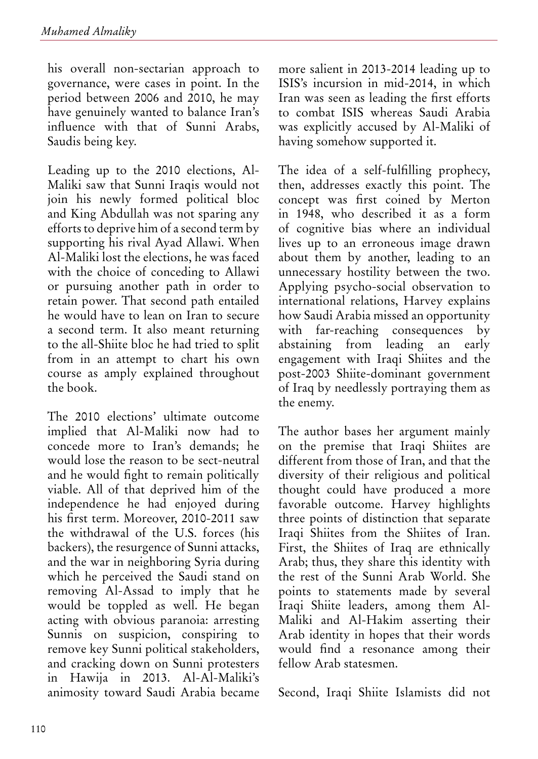his overall non-sectarian approach to governance, were cases in point. In the period between 2006 and 2010, he may have genuinely wanted to balance Iran's influence with that of Sunni Arabs, Saudis being key.

Leading up to the 2010 elections, Al-Maliki saw that Sunni Iraqis would not join his newly formed political bloc and King Abdullah was not sparing any efforts to deprive him of a second term by supporting his rival Ayad Allawi. When Al-Maliki lost the elections, he was faced with the choice of conceding to Allawi or pursuing another path in order to retain power. That second path entailed he would have to lean on Iran to secure a second term. It also meant returning to the all-Shiite bloc he had tried to split from in an attempt to chart his own course as amply explained throughout the book.

The 2010 elections' ultimate outcome implied that Al-Maliki now had to concede more to Iran's demands; he would lose the reason to be sect-neutral and he would fight to remain politically viable. All of that deprived him of the independence he had enjoyed during his first term. Moreover, 2010-2011 saw the withdrawal of the U.S. forces (his backers), the resurgence of Sunni attacks, and the war in neighboring Syria during which he perceived the Saudi stand on removing Al-Assad to imply that he would be toppled as well. He began acting with obvious paranoia: arresting Sunnis on suspicion, conspiring to remove key Sunni political stakeholders, and cracking down on Sunni protesters in Hawija in 2013. Al-Al-Maliki's animosity toward Saudi Arabia became more salient in 2013-2014 leading up to ISIS's incursion in mid-2014, in which Iran was seen as leading the first efforts to combat ISIS whereas Saudi Arabia was explicitly accused by Al-Maliki of having somehow supported it.

The idea of a self-fulfilling prophecy, then, addresses exactly this point. The concept was first coined by Merton in 1948, who described it as a form of cognitive bias where an individual lives up to an erroneous image drawn about them by another, leading to an unnecessary hostility between the two. Applying psycho-social observation to international relations, Harvey explains how Saudi Arabia missed an opportunity with far-reaching consequences by abstaining from leading an early engagement with Iraqi Shiites and the post-2003 Shiite-dominant government of Iraq by needlessly portraying them as the enemy.

The author bases her argument mainly on the premise that Iraqi Shiites are different from those of Iran, and that the diversity of their religious and political thought could have produced a more favorable outcome. Harvey highlights three points of distinction that separate Iraqi Shiites from the Shiites of Iran. First, the Shiites of Iraq are ethnically Arab; thus, they share this identity with the rest of the Sunni Arab World. She points to statements made by several Iraqi Shiite leaders, among them Al-Maliki and Al-Hakim asserting their Arab identity in hopes that their words would find a resonance among their fellow Arab statesmen.

Second, Iraqi Shiite Islamists did not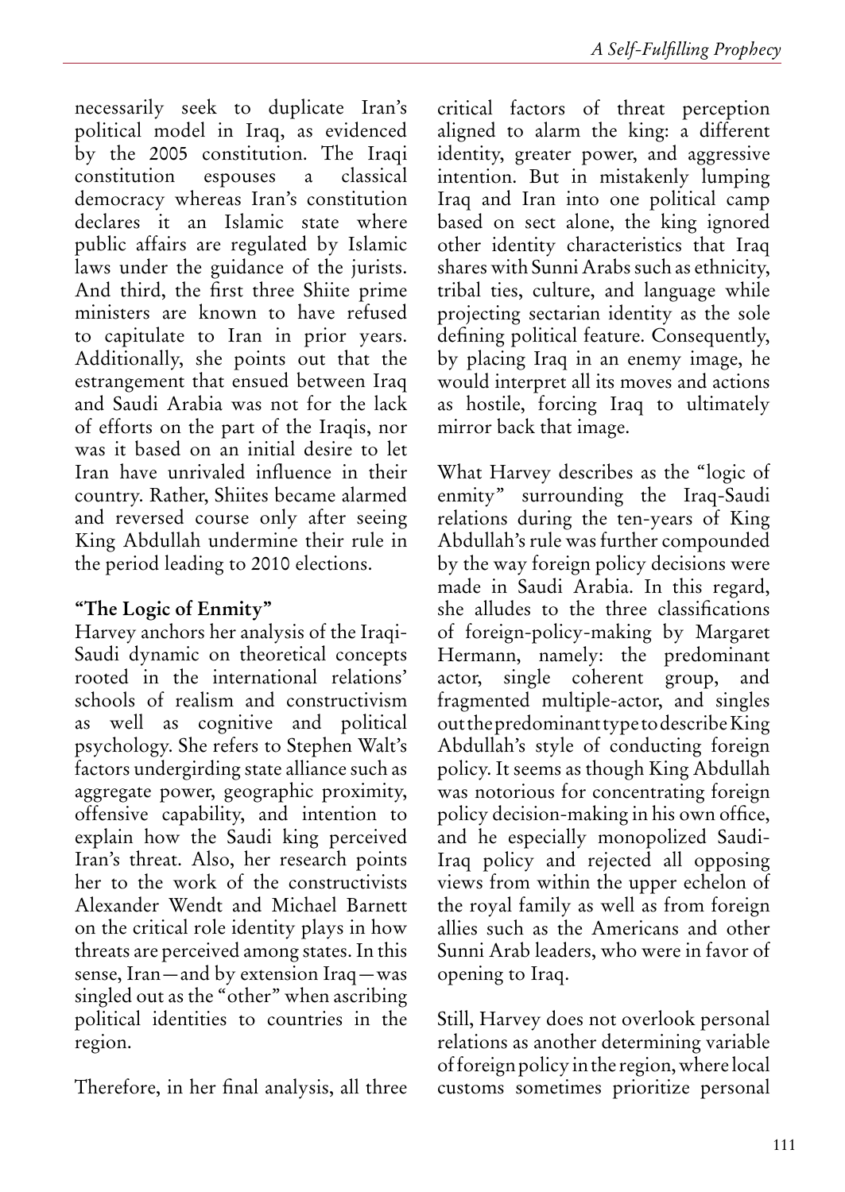necessarily seek to duplicate Iran's political model in Iraq, as evidenced by the 2005 constitution. The Iraqi constitution espouses a classical democracy whereas Iran's constitution declares it an Islamic state where public affairs are regulated by Islamic laws under the guidance of the jurists. And third, the first three Shiite prime ministers are known to have refused to capitulate to Iran in prior years. Additionally, she points out that the estrangement that ensued between Iraq and Saudi Arabia was not for the lack of efforts on the part of the Iraqis, nor was it based on an initial desire to let Iran have unrivaled influence in their country. Rather, Shiites became alarmed and reversed course only after seeing King Abdullah undermine their rule in the period leading to 2010 elections.

### "The Logic of Enmity"

Harvey anchors her analysis of the Iraqi-Saudi dynamic on theoretical concepts rooted in the international relations' schools of realism and constructivism as well as cognitive and political psychology. She refers to Stephen Walt's factors undergirding state alliance such as aggregate power, geographic proximity, offensive capability, and intention to explain how the Saudi king perceived Iran's threat. Also, her research points her to the work of the constructivists Alexander Wendt and Michael Barnett on the critical role identity plays in how threats are perceived among states. In this sense, Iran—and by extension Iraq—was singled out as the "other" when ascribing political identities to countries in the region.

Therefore, in her final analysis, all three critical factors of threat perception aligned to alarm the king: a different identity, greater power, and aggressive intention. But in mistakenly lumping Iraq and Iran into one political camp based on sect alone, the king ignored other identity characteristics that Iraq shares with Sunni Arabs such as ethnicity, tribal ties, culture, and language while projecting sectarian identity as the sole defining political feature. Consequently, by placing Iraq in an enemy image, he would interpret all its moves and actions as hostile, forcing Iraq to ultimately mirror back that image.

What Harvey describes as the "logic of enmity" surrounding the Iraq-Saudi relations during the ten-years of King Abdullah's rule was further compounded by the way foreign policy decisions were made in Saudi Arabia. In this regard, she alludes to the three classifications of foreign-policy-making by Margaret Hermann, namely: the predominant actor, single coherent group, and fragmented multiple-actor, and singles out the predominant type to describe King Abdullah's style of conducting foreign policy. It seems as though King Abdullah was notorious for concentrating foreign policy decision-making in his own office, and he especially monopolized Saudi-Iraq policy and rejected all opposing views from within the upper echelon of the royal family as well as from foreign allies such as the Americans and other Sunni Arab leaders, who were in favor of opening to Iraq.

Still, Harvey does not overlook personal relations as another determining variable of foreign policy in the region, where local customs sometimes prioritize personal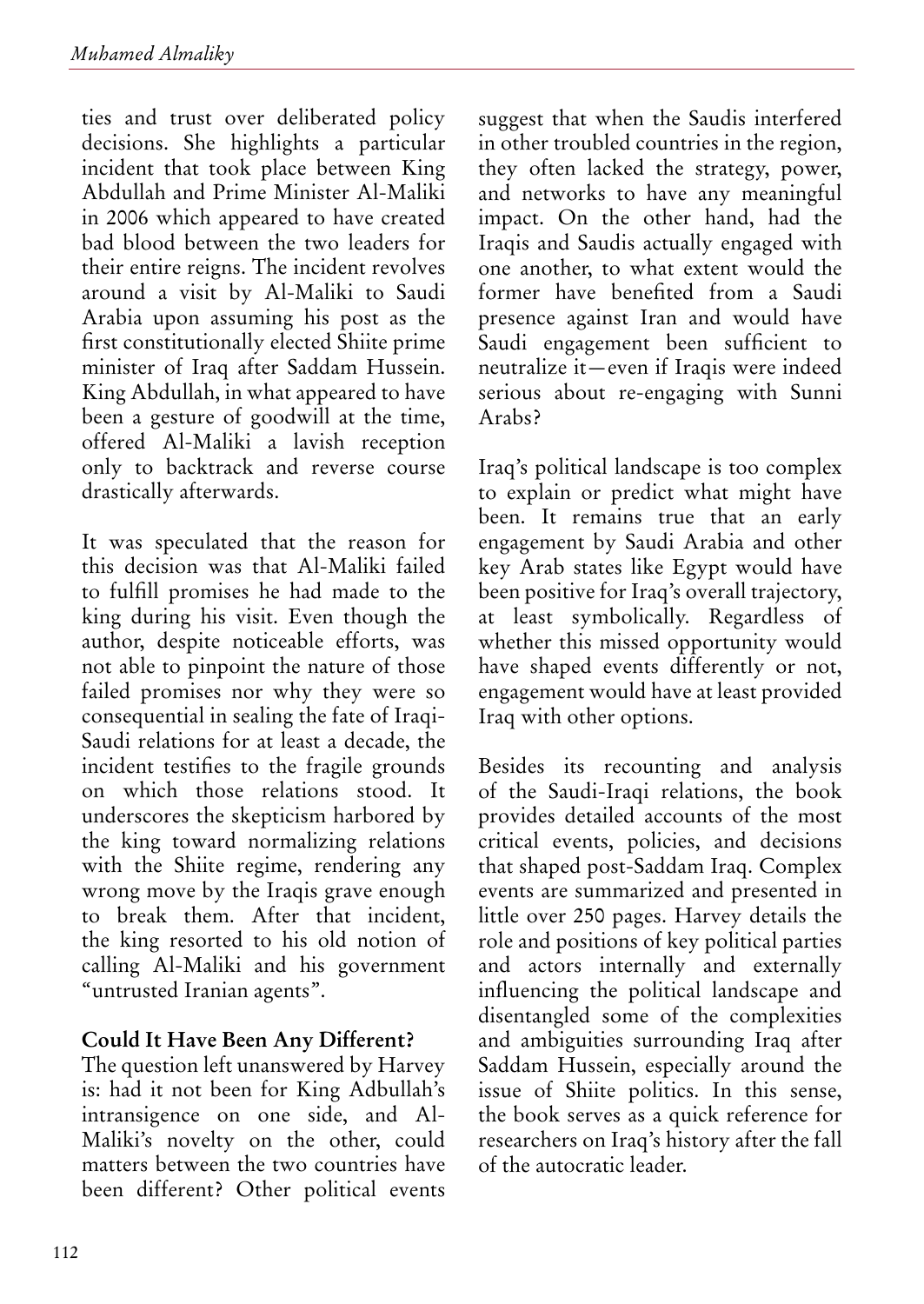ties and trust over deliberated policy decisions. She highlights a particular incident that took place between King Abdullah and Prime Minister Al-Maliki in 2006 which appeared to have created bad blood between the two leaders for their entire reigns. The incident revolves around a visit by Al-Maliki to Saudi Arabia upon assuming his post as the first constitutionally elected Shiite prime minister of Iraq after Saddam Hussein. King Abdullah, in what appeared to have been a gesture of goodwill at the time, offered Al-Maliki a lavish reception only to backtrack and reverse course drastically afterwards.

It was speculated that the reason for this decision was that Al-Maliki failed to fulfill promises he had made to the king during his visit. Even though the author, despite noticeable efforts, was not able to pinpoint the nature of those failed promises nor why they were so consequential in sealing the fate of Iraqi-Saudi relations for at least a decade, the incident testifies to the fragile grounds on which those relations stood. It underscores the skepticism harbored by the king toward normalizing relations with the Shiite regime, rendering any wrong move by the Iraqis grave enough to break them. After that incident, the king resorted to his old notion of calling Al-Maliki and his government "untrusted Iranian agents".

### Could It Have Been Any Different?

The question left unanswered by Harvey is: had it not been for King Adbullah's intransigence on one side, and Al-Maliki's novelty on the other, could matters between the two countries have been different? Other political events suggest that when the Saudis interfered in other troubled countries in the region, they often lacked the strategy, power, and networks to have any meaningful impact. On the other hand, had the Iraqis and Saudis actually engaged with one another, to what extent would the former have benefited from a Saudi presence against Iran and would have Saudi engagement been sufficient to neutralize it—even if Iraqis were indeed serious about re-engaging with Sunni Arabs?

Iraq's political landscape is too complex to explain or predict what might have been. It remains true that an early engagement by Saudi Arabia and other key Arab states like Egypt would have been positive for Iraq's overall trajectory, at least symbolically. Regardless of whether this missed opportunity would have shaped events differently or not, engagement would have at least provided Iraq with other options.

Besides its recounting and analysis of the Saudi-Iraqi relations, the book provides detailed accounts of the most critical events, policies, and decisions that shaped post-Saddam Iraq. Complex events are summarized and presented in little over 250 pages. Harvey details the role and positions of key political parties and actors internally and externally influencing the political landscape and disentangled some of the complexities and ambiguities surrounding Iraq after Saddam Hussein, especially around the issue of Shiite politics. In this sense, the book serves as a quick reference for researchers on Iraq's history after the fall of the autocratic leader.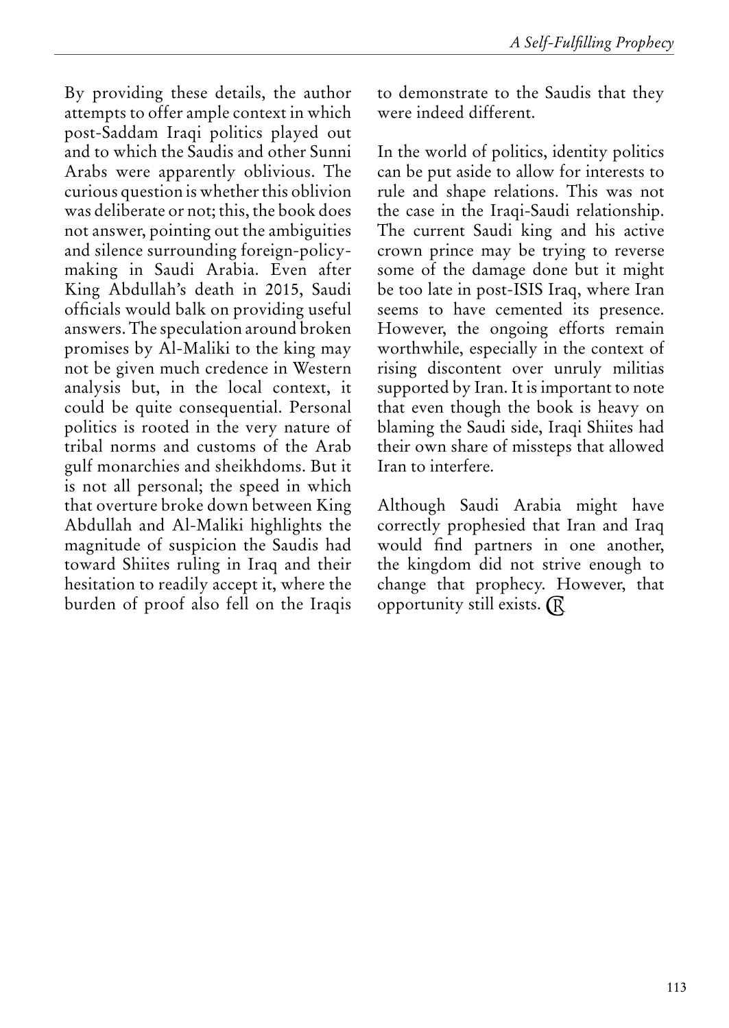By providing these details, the author attempts to offer ample context in which post-Saddam Iraqi politics played out and to which the Saudis and other Sunni Arabs were apparently oblivious. The curious question is whether this oblivion was deliberate or not; this, the book does not answer, pointing out the ambiguities and silence surrounding foreign-policy-making in Saudi Arabia. Even after King Abdullah's death in 2015, Saudi officials would balk on providing useful answers. The speculation around broken promises by Al-Maliki to the king may not be given much credence in Western analysis but, in the local context, it could be quite consequential. Personal politics is rooted in the very nature of tribal norms and customs of the Arab gulf monarchies and sheikhdoms. But it is not all personal; the speed in which that overture broke down between King Abdullah and Al-Maliki highlights the magnitude of suspicion the Saudis had toward Shiites ruling in Iraq and their hesitation to readily accept it, where the burden of proof also fell on the Iraqis to demonstrate to the Saudis that they were indeed different.

In the world of politics, identity politics can be put aside to allow for interests to rule and shape relations. This was not the case in the Iraqi-Saudi relationship. The current Saudi king and his active crown prince may be trying to reverse some of the damage done but it might be too late in post-ISIS Iraq, where Iran seems to have cemented its presence. However, the ongoing efforts remain worthwhile, especially in the context of rising discontent over unruly militias supported by Iran. It is important to note that even though the book is heavy on blaming the Saudi side, Iraqi Shiites had their own share of missteps that allowed Iran to interfere.

Although Saudi Arabia might have correctly prophesied that Iran and Iraq would find partners in one another, the kingdom did not strive enough to change that prophecy. However, that opportunity still exists.